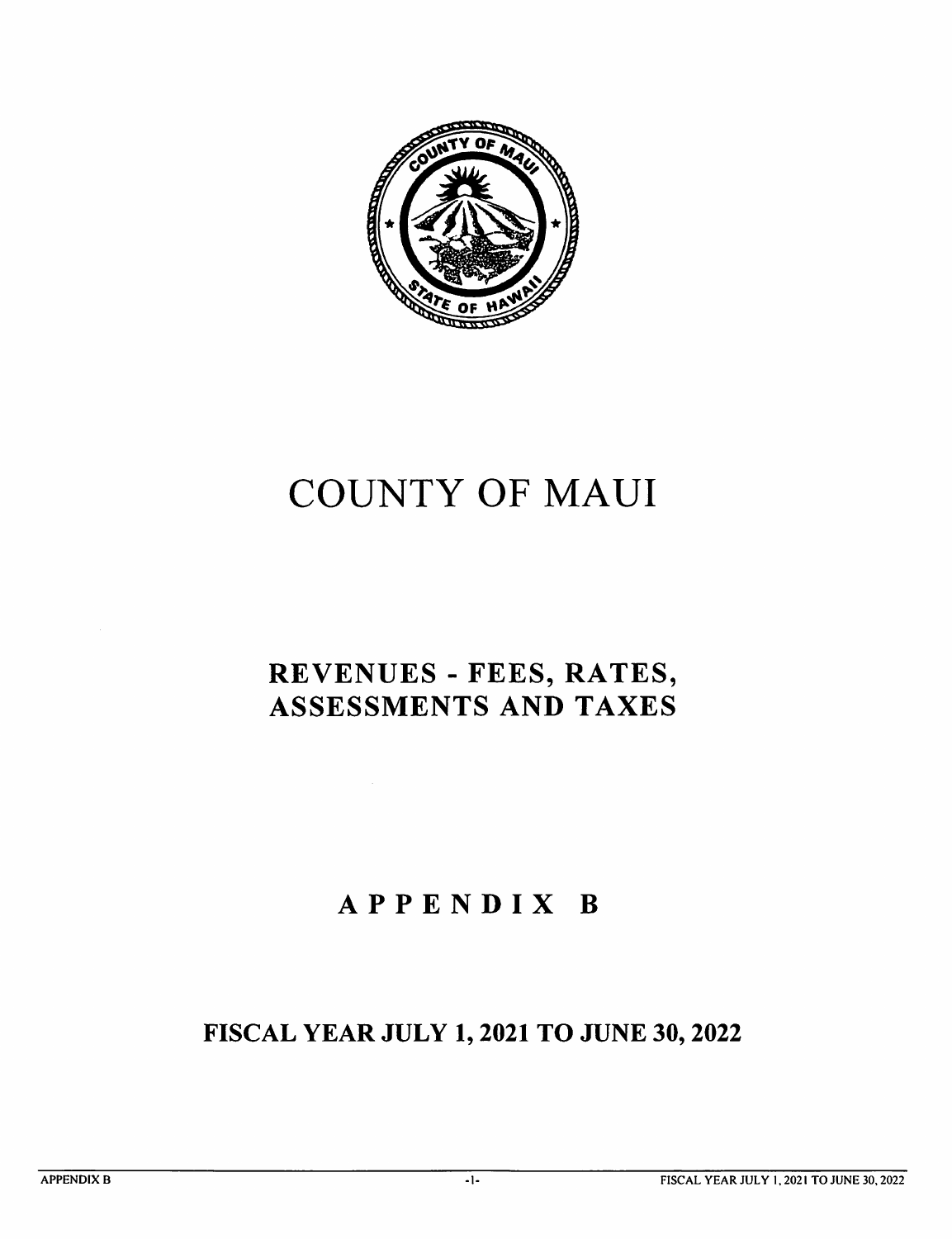# COUNTY OF MAUI

## REVENUES - FEES, RATES, ASSESSMENTS AND TAXES

## APPENDIX B

## FISCAL YEAR JULY 1, 2021 TO JUNE 30, 2022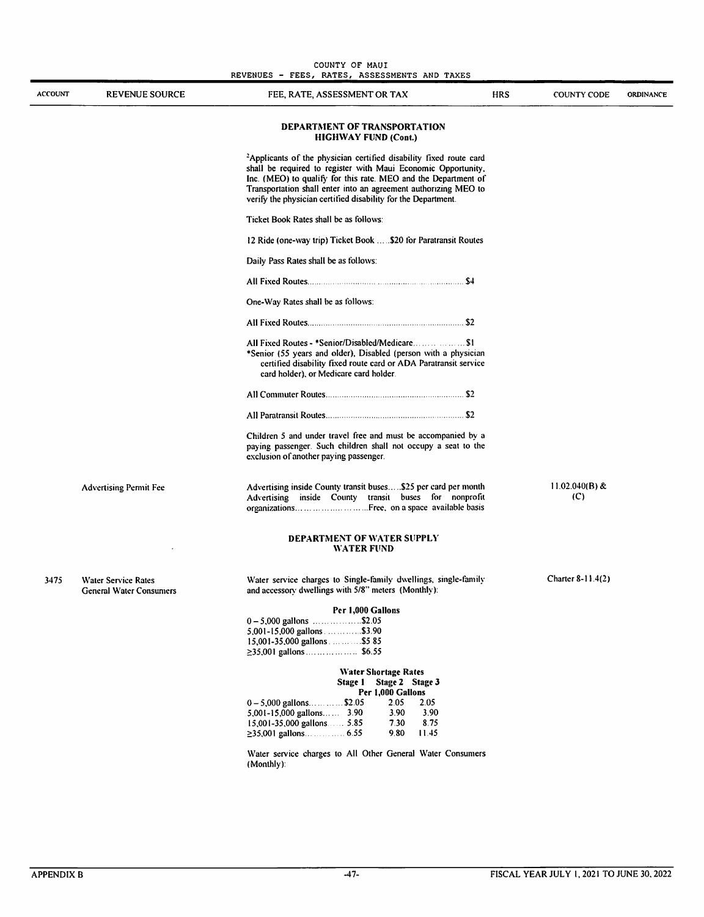| ACCOUNT | REVENUE SOURCE | FEE, RATE, ASSESSMENT OR TAX | HRS | COUNTY CODE | ORDINANCE |
|---|---|---|---|---|---|

### DEPARTMENT OF TRANSPORTATION
### HIGHWAY FUND (Cont.)

[2]Applicants of the physician certified disability fixed route card shall be required to register with Maui Economic Opportunity, Inc. (MEO) to qualify for this rate. MEO and the Department of Transportation shall enter into an agreement authorizing MEO to verify the physician certified disability for the Department.

Ticket Book Rates shall be as follows:

12 Ride (one-way trip) Ticket Book .....$20 for Paratransit Routes

Daily Pass Rates shall be as follows:

All Fixed Routes.......................................................................$4

One-Way Rates shall be as follows:

All Fixed Routes.......................................................................$2

All Fixed Routes - *Senior/Disabled/Medicare......................$1
*Senior (55 years and older), Disabled (person with a physician certified disability fixed route card or ADA Paratransit service card holder), or Medicare card holder.

All Commuter Routes...............................................................$2

All Paratransit Routes...............................................................$2

Children 5 and under travel free and must be accompanied by a paying passenger. Such children shall not occupy a seat to the exclusion of another paying passenger.

| ACCOUNT | REVENUE SOURCE | FEE, RATE, ASSESSMENT OR TAX | HRS | COUNTY CODE | ORDINANCE |
|---|---|---|---|---|---|
| | Advertising Permit Fee | Advertising inside County transit buses.....$25 per card per month<br>Advertising inside County transit buses for nonprofit organizations.............................Free, on a space available basis | | 11.02.040(B) & (C) | |

### DEPARTMENT OF WATER SUPPLY
### WATER FUND

| ACCOUNT | REVENUE SOURCE | FEE, RATE, ASSESSMENT OR TAX | HRS | COUNTY CODE | ORDINANCE |
|---|---|---|---|---|---|
| 3475 | Water Service Rates<br>General Water Consumers | Water service charges to Single-family dwellings, single-family and accessory dwellings with 5/8" meters (Monthly): | | Charter 8-11.4(2) | |

**Per 1,000 Gallons**

0 – 5,000 gallons ...................$2.05
5,001-15,000 gallons..............$3.90
15,001-35,000 gallons.............$5.85
≥35,001 gallons......................$6.55

**Water Shortage Rates**

| | Stage 1 | Stage 2 | Stage 3 |
|---|---|---|---|
| | Per 1,000 Gallons | | |
| 0 – 5,000 gallons | $2.05 | 2.05 | 2.05 |
| 5,001-15,000 gallons | 3.90 | 3.90 | 3.90 |
| 15,001-35,000 gallons | 5.85 | 7.30 | 8.75 |
| ≥35,001 gallons | 6.55 | 9.80 | 11.45 |

Water service charges to All Other General Water Consumers (Monthly):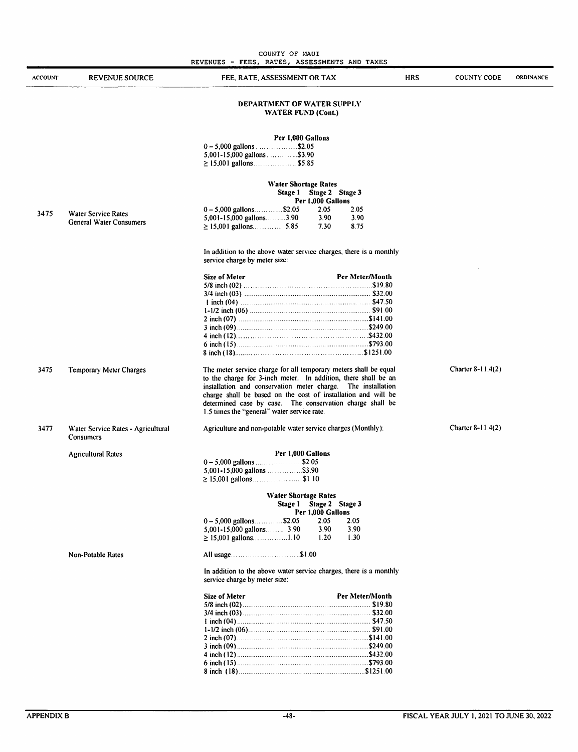| ACCOUNT | REVENUE SOURCE | FEE, RATE, ASSESSMENT OR TAX | HRS | COUNTY CODE | ORDINANCE |
|---|---|---|---|---|---|

### DEPARTMENT OF WATER SUPPLY
### WATER FUND (Cont.)

**Per 1,000 Gallons**

| | |
|---|---|
| 0 – 5,000 gallons | $2.05 |
| 5,001-15,000 gallons | $3.90 |
| ≥ 15,001 gallons | $5.85 |

**3475 — Water Service Rates, General Water Consumers**

**Water Shortage Rates**

| Per 1,000 Gallons | Stage 1 | Stage 2 | Stage 3 |
|---|---|---|---|
| 0 – 5,000 gallons | $2.05 | 2.05 | 2.05 |
| 5,001-15,000 gallons | 3.90 | 3.90 | 3.90 |
| ≥ 15,001 gallons | 5.85 | 7.30 | 8.75 |

In addition to the above water service charges, there is a monthly service charge by meter size:

| Size of Meter | Per Meter/Month |
|---|---|
| 5/8 inch (02) | $19.80 |
| 3/4 inch (03) | $32.00 |
| 1 inch (04) | $47.50 |
| 1-1/2 inch (06) | $91.00 |
| 2 inch (07) | $141.00 |
| 3 inch (09) | $249.00 |
| 4 inch (12) | $432.00 |
| 6 inch (15) | $793.00 |
| 8 inch (18) | $1251.00 |

**3475 — Temporary Meter Charges** — County Code: Charter 8-11.4(2)

The meter service charge for all temporary meters shall be equal to the charge for 3-inch meter. In addition, there shall be an installation and conservation meter charge. The installation charge shall be based on the cost of installation and will be determined case by case. The conservation charge shall be 1.5 times the "general" water service rate.

**3477 — Water Service Rates - Agricultural Consumers** — County Code: Charter 8-11.4(2)

Agriculture and non-potable water service charges (Monthly):

**Agricultural Rates**

**Per 1,000 Gallons**

| | |
|---|---|
| 0 – 5,000 gallons | $2.05 |
| 5,001-15,000 gallons | $3.90 |
| ≥ 15,001 gallons | $1.10 |

**Water Shortage Rates**

| Per 1,000 Gallons | Stage 1 | Stage 2 | Stage 3 |
|---|---|---|---|
| 0 – 5,000 gallons | $2.05 | 2.05 | 2.05 |
| 5,001-15,000 gallons | 3.90 | 3.90 | 3.90 |
| ≥ 15,001 gallons | 1.10 | 1.20 | 1.30 |

**Non-Potable Rates**

All usage ........ $1.00

In addition to the above water service charges, there is a monthly service charge by meter size:

| Size of Meter | Per Meter/Month |
|---|---|
| 5/8 inch (02) | $19.80 |
| 3/4 inch (03) | $32.00 |
| 1 inch (04) | $47.50 |
| 1-1/2 inch (06) | $91.00 |
| 2 inch (07) | $141.00 |
| 3 inch (09) | $249.00 |
| 4 inch (12) | $432.00 |
| 6 inch (15) | $793.00 |
| 8 inch (18) | $1251.00 |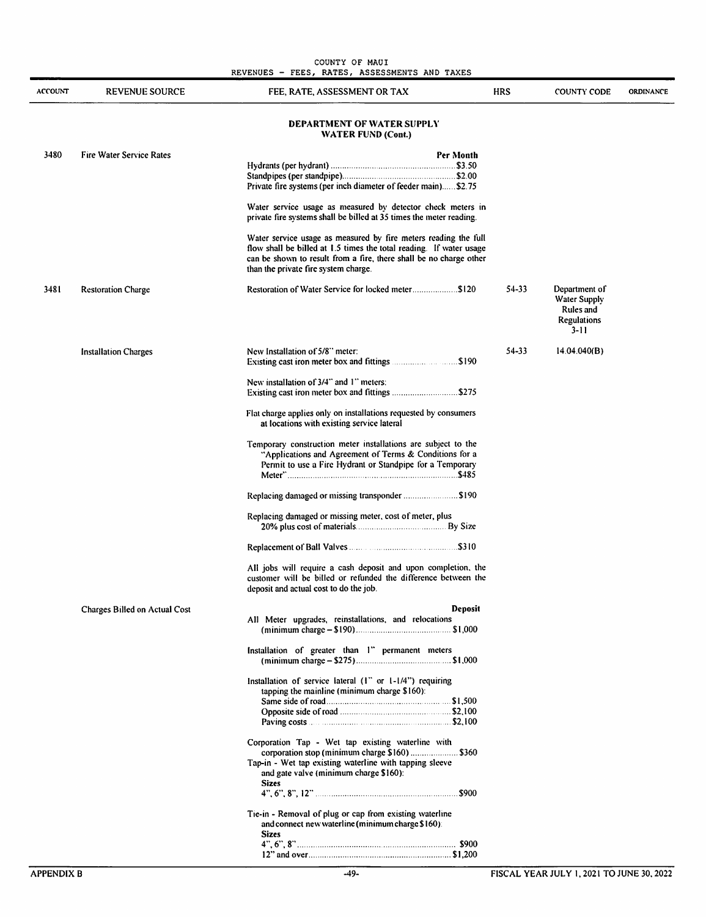| ACCOUNT | REVENUE SOURCE | FEE, RATE, ASSESSMENT OR TAX | HRS | COUNTY CODE | ORDINANCE |
|---|---|---|---|---|---|

## DEPARTMENT OF WATER SUPPLY
### WATER FUND (Cont.)

| ACCOUNT | REVENUE SOURCE | FEE, RATE, ASSESSMENT OR TAX | HRS | COUNTY CODE | ORDINANCE |
|---|---|---|---|---|---|
| 3480 | Fire Water Service Rates | **Per Month**<br>Hydrants (per hydrant) ........ $3.50<br>Standpipes (per standpipe) ........ $2.00<br>Private fire systems (per inch diameter of feeder main) ........ $2.75<br><br>Water service usage as measured by detector check meters in private fire systems shall be billed at 35 times the meter reading.<br><br>Water service usage as measured by fire meters reading the full flow shall be billed at 1.5 times the total reading. If water usage can be shown to result from a fire, there shall be no charge other than the private fire system charge. | | | |
| 3481 | Restoration Charge | Restoration of Water Service for locked meter ........ $120 | 54-33 | Department of Water Supply Rules and Regulations 3-11 | |
| | Installation Charges | New Installation of 5/8" meter:<br>Existing cast iron meter box and fittings ........ $190<br><br>New installation of 3/4" and 1" meters:<br>Existing cast iron meter box and fittings ........ $275<br><br>Flat charge applies only on installations requested by consumers at locations with existing service lateral<br><br>Temporary construction meter installations are subject to the "Applications and Agreement of Terms & Conditions for a Permit to use a Fire Hydrant or Standpipe for a Temporary Meter" ........ $485<br><br>Replacing damaged or missing transponder ........ $190<br><br>Replacing damaged or missing meter, cost of meter, plus 20% plus cost of materials ........ By Size<br><br>Replacement of Ball Valves ........ $310<br><br>All jobs will require a cash deposit and upon completion, the customer will be billed or refunded the difference between the deposit and actual cost to do the job. | 54-33 | 14.04.040(B) | |
| | Charges Billed on Actual Cost | **Deposit**<br>All Meter upgrades, reinstallations, and relocations (minimum charge – $190) ........ $1,000<br><br>Installation of greater than 1" permanent meters (minimum charge – $275) ........ $1,000<br><br>Installation of service lateral (1" or 1-1/4") requiring tapping the mainline (minimum charge $160):<br>Same side of road ........ $1,500<br>Opposite side of road ........ $2,100<br>Paving costs ........ $2,100<br><br>Corporation Tap - Wet tap existing waterline with corporation stop (minimum charge $160) ........ $360<br>Tap-in - Wet tap existing waterline with tapping sleeve and gate valve (minimum charge $160):<br>**Sizes**<br>4", 6", 8", 12" ........ $900<br><br>Tie-in - Removal of plug or cap from existing waterline and connect new waterline (minimum charge $160):<br>**Sizes**<br>4", 6", 8" ........ $900<br>12" and over ........ $1,200 | | | |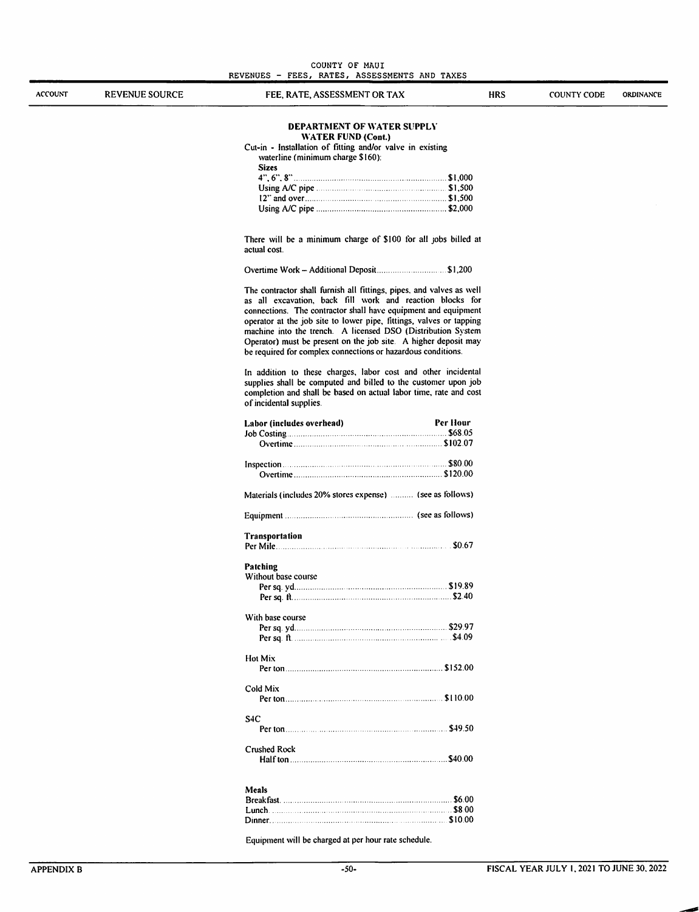**DEPARTMENT OF WATER SUPPLY**
**WATER FUND (Cont.)**

Cut-in - Installation of fitting and/or valve in existing waterline (minimum charge $160):

| Sizes | |
|---|---|
| 4", 6", 8" | $1,000 |
| Using A/C pipe | $1,500 |
| 12" and over | $1,500 |
| Using A/C pipe | $2,000 |

There will be a minimum charge of $100 for all jobs billed at actual cost.

Overtime Work – Additional Deposit ............ $1,200

The contractor shall furnish all fittings, pipes, and valves as well as all excavation, back fill work and reaction blocks for connections. The contractor shall have equipment and equipment operator at the job site to lower pipe, fittings, valves or tapping machine into the trench. A licensed DSO (Distribution System Operator) must be present on the job site. A higher deposit may be required for complex connections or hazardous conditions.

In addition to these charges, labor cost and other incidental supplies shall be computed and billed to the customer upon job completion and shall be based on actual labor time, rate and cost of incidental supplies.

| Labor (includes overhead) | Per Hour |
|---|---|
| Job Costing | $68.05 |
| Overtime | $102.07 |
| Inspection | $80.00 |
| Overtime | $120.00 |
| Materials (includes 20% stores expense) | (see as follows) |
| Equipment | (see as follows) |
| **Transportation** | |
| Per Mile | $0.67 |
| **Patching** | |
| Without base course | |
| Per sq. yd. | $19.89 |
| Per sq. ft. | $2.40 |
| With base course | |
| Per sq. yd. | $29.97 |
| Per sq. ft. | $4.09 |
| Hot Mix | |
| Per ton | $152.00 |
| Cold Mix | |
| Per ton | $110.00 |
| S4C | |
| Per ton | $49.50 |
| Crushed Rock | |
| Half ton | $40.00 |
| **Meals** | |
| Breakfast | $6.00 |
| Lunch | $8.00 |
| Dinner | $10.00 |

Equipment will be charged at per hour rate schedule.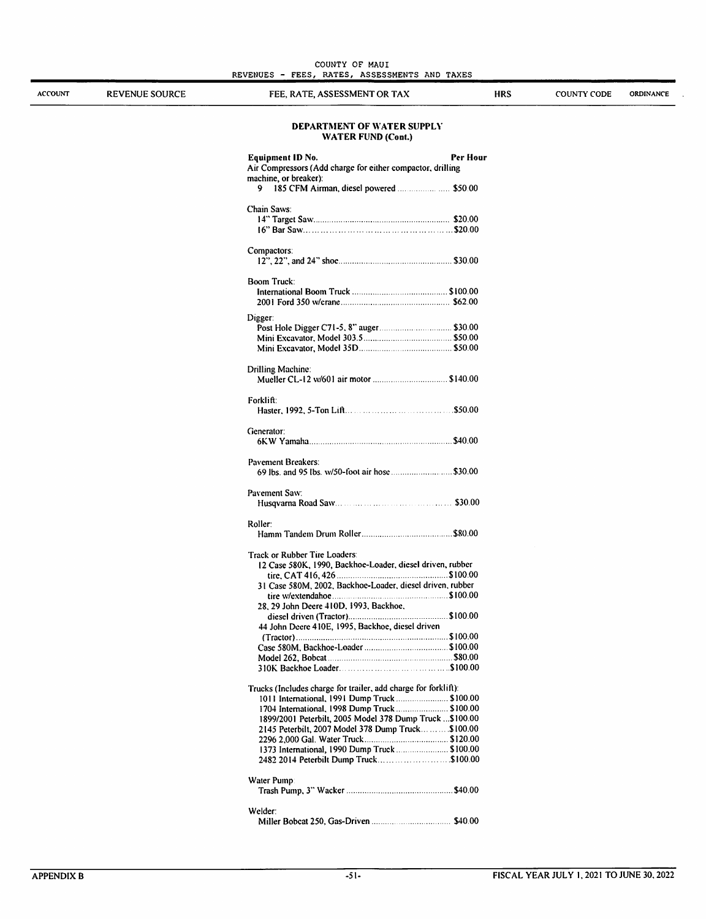## DEPARTMENT OF WATER SUPPLY
### WATER FUND (Cont.)

| Equipment ID No. | Per Hour |
|---|---|
| **Air Compressors (Add charge for either compactor, drilling machine, or breaker):** | |
| 9 185 CFM Airman, diesel powered | $50.00 |
| **Chain Saws:** | |
| 14" Target Saw | $20.00 |
| 16" Bar Saw | $20.00 |
| **Compactors:** | |
| 12", 22", and 24" shoe | $30.00 |
| **Boom Truck:** | |
| International Boom Truck | $100.00 |
| 2001 Ford 350 w/crane | $62.00 |
| **Digger:** | |
| Post Hole Digger C71-5, 8" auger | $30.00 |
| Mini Excavator, Model 303.5 | $50.00 |
| Mini Excavator, Model 35D | $50.00 |
| **Drilling Machine:** | |
| Mueller CL-12 w/601 air motor | $140.00 |
| **Forklift:** | |
| Haster, 1992, 5-Ton Lift | $50.00 |
| **Generator:** | |
| 6KW Yamaha | $40.00 |
| **Pavement Breakers:** | |
| 69 lbs. and 95 lbs. w/50-foot air hose | $30.00 |
| **Pavement Saw:** | |
| Husqvarna Road Saw | $30.00 |
| **Roller:** | |
| Hamm Tandem Drum Roller | $80.00 |
| **Track or Rubber Tire Loaders:** | |
| 12 Case 580K, 1990, Backhoe-Loader, diesel driven, rubber tire, CAT 416, 426 | $100.00 |
| 31 Case 580M, 2002, Backhoe-Loader, diesel driven, rubber tire w/extendahoe | $100.00 |
| 28, 29 John Deere 410D, 1993, Backhoe, diesel driven (Tractor) | $100.00 |
| 44 John Deere 410E, 1995, Backhoe, diesel driven (Tractor) | $100.00 |
| Case 580M, Backhoe-Loader | $100.00 |
| Model 262, Bobcat | $80.00 |
| 310K Backhoe Loader | $100.00 |
| **Trucks (Includes charge for trailer, add charge for forklift):** | |
| 1011 International, 1991 Dump Truck | $100.00 |
| 1704 International, 1998 Dump Truck | $100.00 |
| 1899/2001 Peterbilt, 2005 Model 378 Dump Truck | $100.00 |
| 2145 Peterbilt, 2007 Model 378 Dump Truck | $100.00 |
| 2296 2,000 Gal. Water Truck | $120.00 |
| 1373 International, 1990 Dump Truck | $100.00 |
| 2482 2014 Peterbilt Dump Truck | $100.00 |
| **Water Pump:** | |
| Trash Pump, 3" Wacker | $40.00 |
| **Welder:** | |
| Miller Bobcat 250, Gas-Driven | $40.00 |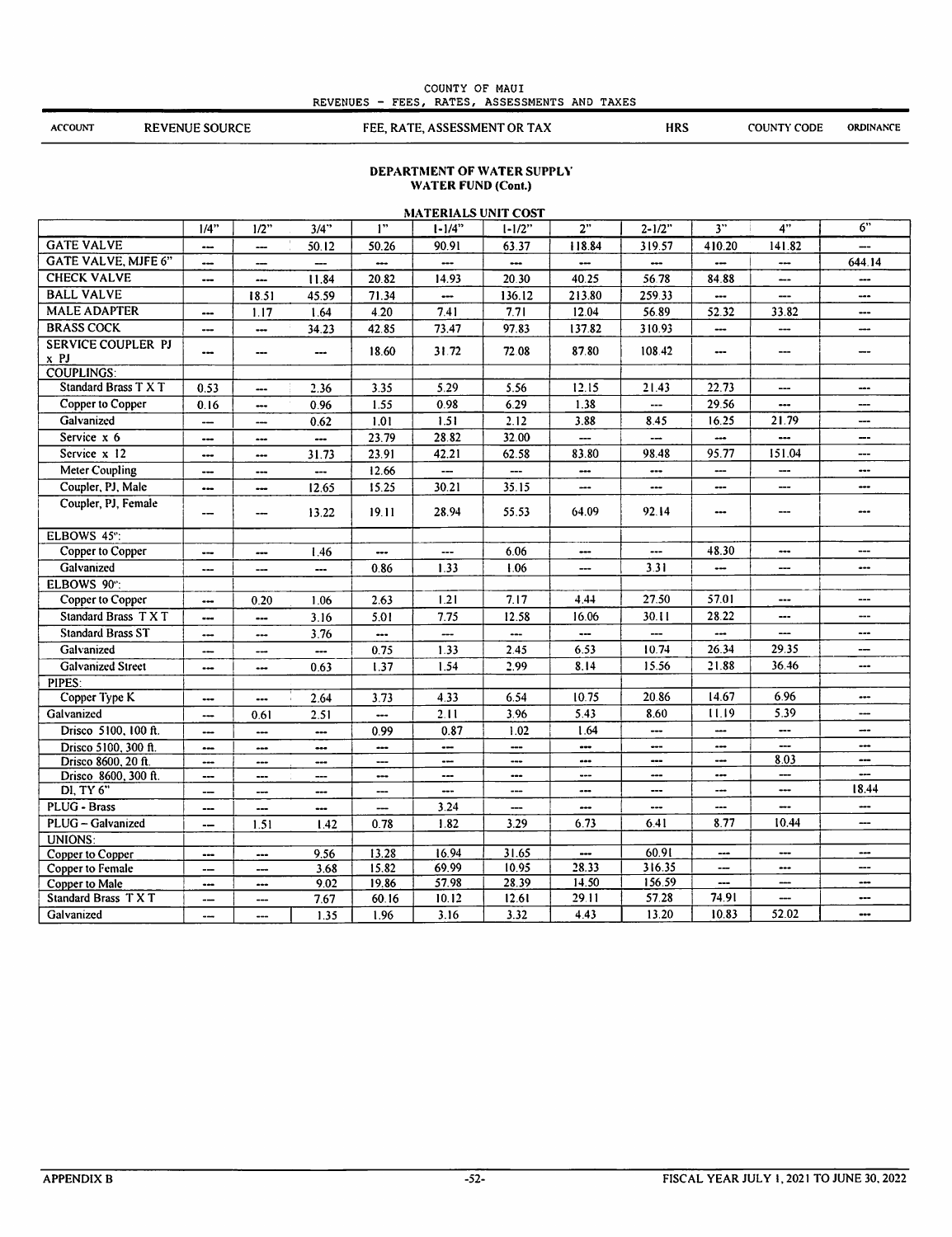COUNTY OF MAUI
REVENUES - FEES, RATES, ASSESSMENTS AND TAXES

| ACCOUNT | REVENUE SOURCE | FEE, RATE, ASSESSMENT OR TAX | HRS | COUNTY CODE | ORDINANCE |
|---|---|---|---|---|---|

## DEPARTMENT OF WATER SUPPLY
## WATER FUND (Cont.)

### MATERIALS UNIT COST

| | 1/4" | 1/2" | 3/4" | 1" | 1-1/4" | 1-1/2" | 2" | 2-1/2" | 3" | 4" | 6" |
|---|---|---|---|---|---|---|---|---|---|---|---|
| GATE VALVE | --- | --- | 50.12 | 50.26 | 90.91 | 63.37 | 118.84 | 319.57 | 410.20 | 141.82 | --- |
| GATE VALVE, MJFE 6" | --- | --- | --- | --- | --- | --- | --- | --- | --- | --- | 644.14 |
| CHECK VALVE | --- | --- | 11.84 | 20.82 | 14.93 | 20.30 | 40.25 | 56.78 | 84.88 | --- | --- |
| BALL VALVE | | 18.51 | 45.59 | 71.34 | --- | 136.12 | 213.80 | 259.33 | --- | --- | --- |
| MALE ADAPTER | --- | 1.17 | 1.64 | 4.20 | 7.41 | 7.71 | 12.04 | 56.89 | 52.32 | 33.82 | --- |
| BRASS COCK | --- | --- | 34.23 | 42.85 | 73.47 | 97.83 | 137.82 | 310.93 | --- | --- | --- |
| SERVICE COUPLER PJ x PJ | --- | --- | --- | 18.60 | 31.72 | 72.08 | 87.80 | 108.42 | --- | --- | --- |
| COUPLINGS: | | | | | | | | | | | |
| Standard Brass T X T | 0.53 | --- | 2.36 | 3.35 | 5.29 | 5.56 | 12.15 | 21.43 | 22.73 | --- | --- |
| Copper to Copper | 0.16 | --- | 0.96 | 1.55 | 0.98 | 6.29 | 1.38 | --- | 29.56 | --- | --- |
| Galvanized | --- | --- | 0.62 | 1.01 | 1.51 | 2.12 | 3.88 | 8.45 | 16.25 | 21.79 | --- |
| Service x 6 | --- | --- | --- | 23.79 | 28.82 | 32.00 | --- | --- | --- | --- | --- |
| Service x 12 | --- | --- | 31.73 | 23.91 | 42.21 | 62.58 | 83.80 | 98.48 | 95.77 | 151.04 | --- |
| Meter Coupling | --- | --- | --- | 12.66 | --- | --- | --- | --- | --- | --- | --- |
| Coupler, PJ, Male | --- | --- | 12.65 | 15.25 | 30.21 | 35.15 | --- | --- | --- | --- | --- |
| Coupler, PJ, Female | --- | --- | 13.22 | 19.11 | 28.94 | 55.53 | 64.09 | 92.14 | --- | --- | --- |
| ELBOWS 45°: | | | | | | | | | | | |
| Copper to Copper | --- | --- | 1.46 | --- | --- | 6.06 | --- | --- | 48.30 | --- | --- |
| Galvanized | --- | --- | --- | 0.86 | 1.33 | 1.06 | --- | 3.31 | --- | --- | --- |
| ELBOWS 90°: | | | | | | | | | | | |
| Copper to Copper | --- | 0.20 | 1.06 | 2.63 | 1.21 | 7.17 | 4.44 | 27.50 | 57.01 | --- | --- |
| Standard Brass T X T | --- | --- | 3.16 | 5.01 | 7.75 | 12.58 | 16.06 | 30.11 | 28.22 | --- | --- |
| Standard Brass ST | --- | --- | 3.76 | --- | --- | --- | --- | --- | --- | --- | --- |
| Galvanized | --- | --- | --- | 0.75 | 1.33 | 2.45 | 6.53 | 10.74 | 26.34 | 29.35 | --- |
| Galvanized Street | --- | --- | 0.63 | 1.37 | 1.54 | 2.99 | 8.14 | 15.56 | 21.88 | 36.46 | --- |
| PIPES: | | | | | | | | | | | |
| Copper Type K | --- | --- | 2.64 | 3.73 | 4.33 | 6.54 | 10.75 | 20.86 | 14.67 | 6.96 | --- |
| Galvanized | --- | 0.61 | 2.51 | --- | 2.11 | 3.96 | 5.43 | 8.60 | 11.19 | 5.39 | --- |
| Drisco 5100, 100 ft. | --- | --- | --- | 0.99 | 0.87 | 1.02 | 1.64 | --- | --- | --- | --- |
| Drisco 5100, 300 ft. | --- | --- | --- | --- | --- | --- | --- | --- | --- | --- | --- |
| Drisco 8600, 20 ft. | --- | --- | --- | --- | --- | --- | --- | --- | --- | 8.03 | --- |
| Drisco 8600, 300 ft. | --- | --- | --- | --- | --- | --- | --- | --- | --- | --- | --- |
| DI, TY 6" | --- | --- | --- | --- | --- | --- | --- | --- | --- | --- | 18.44 |
| PLUG - Brass | --- | --- | --- | --- | 3.24 | --- | --- | --- | --- | --- | --- |
| PLUG – Galvanized | --- | 1.51 | 1.42 | 0.78 | 1.82 | 3.29 | 6.73 | 6.41 | 8.77 | 10.44 | --- |
| UNIONS: | | | | | | | | | | | |
| Copper to Copper | --- | --- | 9.56 | 13.28 | 16.94 | 31.65 | --- | 60.91 | --- | --- | --- |
| Copper to Female | --- | --- | 3.68 | 15.82 | 69.99 | 10.95 | 28.33 | 316.35 | --- | --- | --- |
| Copper to Male | --- | --- | 9.02 | 19.86 | 57.98 | 28.39 | 14.50 | 156.59 | --- | --- | --- |
| Standard Brass T X T | --- | --- | 7.67 | 60.16 | 10.12 | 12.61 | 29.11 | 57.28 | 74.91 | --- | --- |
| Galvanized | --- | --- | 1.35 | 1.96 | 3.16 | 3.32 | 4.43 | 13.20 | 10.83 | 52.02 | --- |

APPENDIX B

FISCAL YEAR JULY 1, 2021 TO JUNE 30, 2022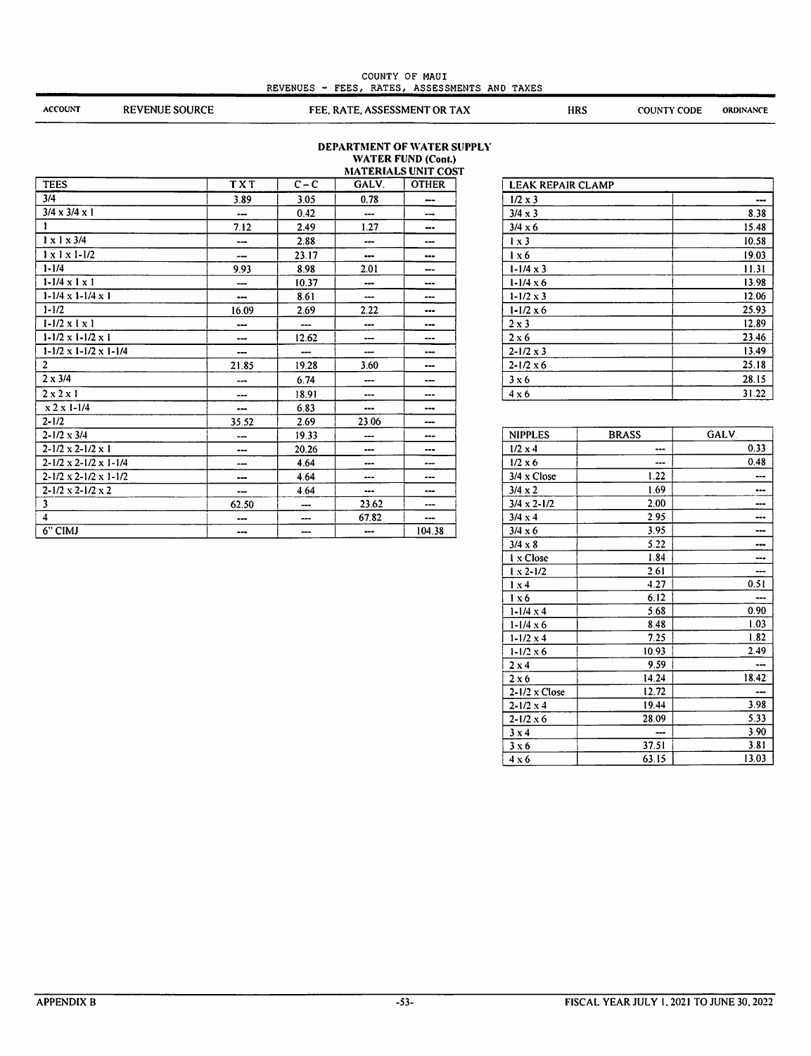COUNTY OF MAUI
REVENUES - FEES, RATES, ASSESSMENTS AND TAXES

| ACCOUNT | REVENUE SOURCE | FEE, RATE, ASSESSMENT OR TAX | HRS | COUNTY CODE | ORDINANCE |
|---|---|---|---|---|---|

## DEPARTMENT OF WATER SUPPLY
### WATER FUND (Cont.)
### MATERIALS UNIT COST

| TEES | TXT | C – C | GALV. | OTHER |
|---|---|---|---|---|
| 3/4 | 3.89 | 3.05 | 0.78 | --- |
| 3/4 x 3/4 x 1 | --- | 0.42 | --- | --- |
| 1 | 7.12 | 2.49 | 1.27 | --- |
| 1 x 1 x 3/4 | --- | 2.88 | --- | --- |
| 1 x 1 x 1-1/2 | --- | 23.17 | --- | --- |
| 1-1/4 | 9.93 | 8.98 | 2.01 | --- |
| 1-1/4 x 1 x 1 | --- | 10.37 | --- | --- |
| 1-1/4 x 1-1/4 x 1 | --- | 8.61 | --- | --- |
| 1-1/2 | 16.09 | 2.69 | 2.22 | --- |
| 1-1/2 x 1 x 1 | --- | --- | --- | --- |
| 1-1/2 x 1-1/2 x 1 | --- | 12.62 | --- | --- |
| 1-1/2 x 1-1/2 x 1-1/4 | --- | --- | --- | --- |
| 2 | 21.85 | 19.28 | 3.60 | --- |
| 2 x 3/4 | --- | 6.74 | --- | --- |
| 2 x 2 x 1 | --- | 18.91 | --- | --- |
| x 2 x 1-1/4 | --- | 6.83 | --- | --- |
| 2-1/2 | 35.52 | 2.69 | 23.06 | --- |
| 2-1/2 x 3/4 | --- | 19.33 | --- | --- |
| 2-1/2 x 2-1/2 x 1 | --- | 20.26 | --- | --- |
| 2-1/2 x 2-1/2 x 1-1/4 | --- | 4.64 | --- | --- |
| 2-1/2 x 2-1/2 x 1-1/2 | --- | 4.64 | --- | --- |
| 2-1/2 x 2-1/2 x 2 | --- | 4.64 | --- | --- |
| 3 | 62.50 | --- | 23.62 | --- |
| 4 | --- | --- | 67.82 | --- |
| 6" CIMJ | --- | --- | --- | 104.38 |

| LEAK REPAIR CLAMP | |
|---|---|
| 1/2 x 3 | --- |
| 3/4 x 3 | 8.38 |
| 3/4 x 6 | 15.48 |
| 1 x 3 | 10.58 |
| 1 x 6 | 19.03 |
| 1-1/4 x 3 | 11.31 |
| 1-1/4 x 6 | 13.98 |
| 1-1/2 x 3 | 12.06 |
| 1-1/2 x 6 | 25.93 |
| 2 x 3 | 12.89 |
| 2 x 6 | 23.46 |
| 2-1/2 x 3 | 13.49 |
| 2-1/2 x 6 | 25.18 |
| 3 x 6 | 28.15 |
| 4 x 6 | 31.22 |

| NIPPLES | BRASS | GALV. |
|---|---|---|
| 1/2 x 4 | --- | 0.33 |
| 1/2 x 6 | --- | 0.48 |
| 3/4 x Close | 1.22 | --- |
| 3/4 x 2 | 1.69 | --- |
| 3/4 x 2-1/2 | 2.00 | --- |
| 3/4 x 4 | 2.95 | --- |
| 3/4 x 6 | 3.95 | --- |
| 3/4 x 8 | 5.22 | --- |
| 1 x Close | 1.84 | --- |
| 1 x 2-1/2 | 2.61 | --- |
| 1 x 4 | 4.27 | 0.51 |
| 1 x 6 | 6.12 | --- |
| 1-1/4 x 4 | 5.68 | 0.90 |
| 1-1/4 x 6 | 8.48 | 1.03 |
| 1-1/2 x 4 | 7.25 | 1.82 |
| 1-1/2 x 6 | 10.93 | 2.49 |
| 2 x 4 | 9.59 | --- |
| 2 x 6 | 14.24 | 18.42 |
| 2-1/2 x Close | 12.72 | --- |
| 2-1/2 x 4 | 19.44 | 3.98 |
| 2-1/2 x 6 | 28.09 | 5.33 |
| 3 x 4 | --- | 3.90 |
| 3 x 6 | 37.51 | 3.81 |
| 4 x 6 | 63.15 | 13.03 |

APPENDIX B | FISCAL YEAR JULY 1, 2021 TO JUNE 30, 2022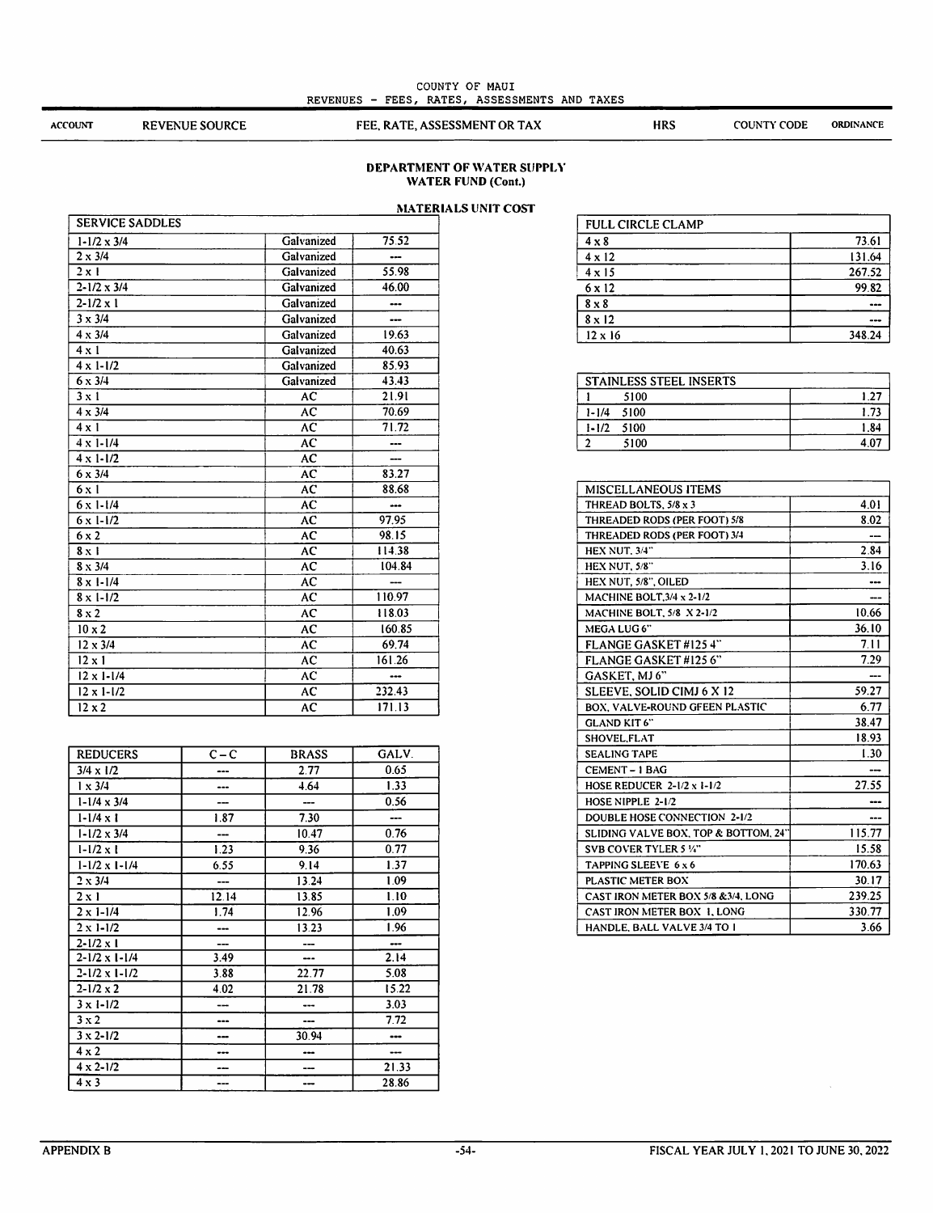COUNTY OF MAUI
REVENUES - FEES, RATES, ASSESSMENTS AND TAXES

| ACCOUNT | REVENUE SOURCE | FEE, RATE, ASSESSMENT OR TAX | HRS | COUNTY CODE | ORDINANCE |
|---|---|---|---|---|---|

## DEPARTMENT OF WATER SUPPLY
## WATER FUND (Cont.)

### MATERIALS UNIT COST

| SERVICE SADDLES | | |
|---|---|---|
| 1-1/2 x 3/4 | Galvanized | 75.52 |
| 2 x 3/4 | Galvanized | --- |
| 2 x 1 | Galvanized | 55.98 |
| 2-1/2 x 3/4 | Galvanized | 46.00 |
| 2-1/2 x 1 | Galvanized | --- |
| 3 x 3/4 | Galvanized | --- |
| 4 x 3/4 | Galvanized | 19.63 |
| 4 x 1 | Galvanized | 40.63 |
| 4 x 1-1/2 | Galvanized | 85.93 |
| 6 x 3/4 | Galvanized | 43.43 |
| 3 x 1 | AC | 21.91 |
| 4 x 3/4 | AC | 70.69 |
| 4 x 1 | AC | 71.72 |
| 4 x 1-1/4 | AC | --- |
| 4 x 1-1/2 | AC | --- |
| 6 x 3/4 | AC | 83.27 |
| 6 x 1 | AC | 88.68 |
| 6 x 1-1/4 | AC | --- |
| 6 x 1-1/2 | AC | 97.95 |
| 6 x 2 | AC | 98.15 |
| 8 x 1 | AC | 114.38 |
| 8 x 3/4 | AC | 104.84 |
| 8 x 1-1/4 | AC | --- |
| 8 x 1-1/2 | AC | 110.97 |
| 8 x 2 | AC | 118.03 |
| 10 x 2 | AC | 160.85 |
| 12 x 3/4 | AC | 69.74 |
| 12 x 1 | AC | 161.26 |
| 12 x 1-1/4 | AC | --- |
| 12 x 1-1/2 | AC | 232.43 |
| 12 x 2 | AC | 171.13 |

| REDUCERS | C – C | BRASS | GALV. |
|---|---|---|---|
| 3/4 x 1/2 | --- | 2.77 | 0.65 |
| 1 x 3/4 | --- | 4.64 | 1.33 |
| 1-1/4 x 3/4 | --- | --- | 0.56 |
| 1-1/4 x 1 | 1.87 | 7.30 | --- |
| 1-1/2 x 3/4 | --- | 10.47 | 0.76 |
| 1-1/2 x 1 | 1.23 | 9.36 | 0.77 |
| 1-1/2 x 1-1/4 | 6.55 | 9.14 | 1.37 |
| 2 x 3/4 | --- | 13.24 | 1.09 |
| 2 x 1 | 12.14 | 13.85 | 1.10 |
| 2 x 1-1/4 | 1.74 | 12.96 | 1.09 |
| 2 x 1-1/2 | --- | 13.23 | 1.96 |
| 2-1/2 x 1 | --- | --- | --- |
| 2-1/2 x 1-1/4 | 3.49 | --- | 2.14 |
| 2-1/2 x 1-1/2 | 3.88 | 22.77 | 5.08 |
| 2-1/2 x 2 | 4.02 | 21.78 | 15.22 |
| 3 x 1-1/2 | --- | --- | 3.03 |
| 3 x 2 | --- | --- | 7.72 |
| 3 x 2-1/2 | --- | 30.94 | --- |
| 4 x 2 | --- | --- | --- |
| 4 x 2-1/2 | --- | --- | 21.33 |
| 4 x 3 | --- | --- | 28.86 |

| FULL CIRCLE CLAMP | |
|---|---|
| 4 x 8 | 73.61 |
| 4 x 12 | 131.64 |
| 4 x 15 | 267.52 |
| 6 x 12 | 99.82 |
| 8 x 8 | --- |
| 8 x 12 | --- |
| 12 x 16 | 348.24 |

| STAINLESS STEEL INSERTS | |
|---|---|
| 1 5100 | 1.27 |
| 1-1/4 5100 | 1.73 |
| 1-1/2 5100 | 1.84 |
| 2 5100 | 4.07 |

| MISCELLANEOUS ITEMS | |
|---|---|
| THREAD BOLTS, 5/8 x 3 | 4.01 |
| THREADED RODS (PER FOOT) 5/8 | 8.02 |
| THREADED RODS (PER FOOT) 3/4 | --- |
| HEX NUT, 3/4" | 2.84 |
| HEX NUT, 5/8" | 3.16 |
| HEX NUT, 5/8", OILED | --- |
| MACHINE BOLT, 3/4 x 2-1/2 | --- |
| MACHINE BOLT, 5/8 X 2-1/2 | 10.66 |
| MEGA LUG 6" | 36.10 |
| FLANGE GASKET #125 4" | 7.11 |
| FLANGE GASKET #125 6" | 7.29 |
| GASKET, MJ 6" | --- |
| SLEEVE, SOLID CIMJ 6 X 12 | 59.27 |
| BOX, VALVE-ROUND GFEEN PLASTIC | 6.77 |
| GLAND KIT 6" | 38.47 |
| SHOVEL, FLAT | 18.93 |
| SEALING TAPE | 1.30 |
| CEMENT – 1 BAG | --- |
| HOSE REDUCER 2-1/2 x 1-1/2 | 27.55 |
| HOSE NIPPLE 2-1/2 | --- |
| DOUBLE HOSE CONNECTION 2-1/2 | --- |
| SLIDING VALVE BOX, TOP & BOTTOM, 24" | 115.77 |
| SVB COVER TYLER 5 ¼" | 15.58 |
| TAPPING SLEEVE 6 x 6 | 170.63 |
| PLASTIC METER BOX | 30.17 |
| CAST IRON METER BOX 5/8 &3/4, LONG | 239.25 |
| CAST IRON METER BOX 1, LONG | 330.77 |
| HANDLE, BALL VALVE 3/4 TO 1 | 3.66 |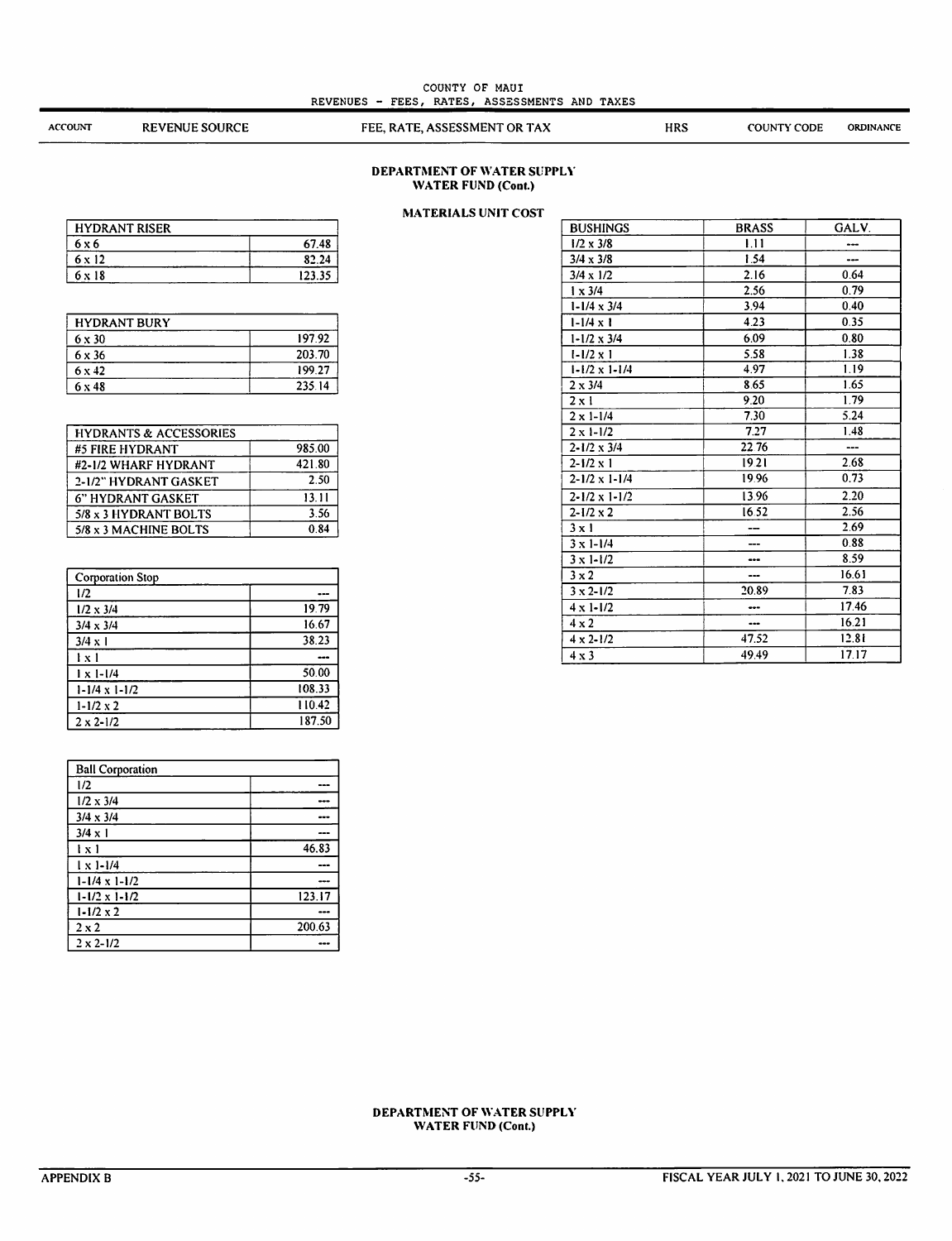COUNTY OF MAUI
REVENUES - FEES, RATES, ASSESSMENTS AND TAXES

| ACCOUNT | REVENUE SOURCE | FEE, RATE, ASSESSMENT OR TAX | HRS | COUNTY CODE | ORDINANCE |
|---|---|---|---|---|---|

**DEPARTMENT OF WATER SUPPLY**
**WATER FUND (Cont.)**

**MATERIALS UNIT COST**

| HYDRANT RISER | |
|---|---|
| 6 x 6 | 67.48 |
| 6 x 12 | 82.24 |
| 6 x 18 | 123.35 |

| HYDRANT BURY | |
|---|---|
| 6 x 30 | 197.92 |
| 6 x 36 | 203.70 |
| 6 x 42 | 199.27 |
| 6 x 48 | 235.14 |

| HYDRANTS & ACCESSORIES | |
|---|---|
| #5 FIRE HYDRANT | 985.00 |
| #2-1/2 WHARF HYDRANT | 421.80 |
| 2-1/2" HYDRANT GASKET | 2.50 |
| 6" HYDRANT GASKET | 13.11 |
| 5/8 x 3 HYDRANT BOLTS | 3.56 |
| 5/8 x 3 MACHINE BOLTS | 0.84 |

| Corporation Stop | |
|---|---|
| 1/2 | --- |
| 1/2 x 3/4 | 19.79 |
| 3/4 x 3/4 | 16.67 |
| 3/4 x 1 | 38.23 |
| 1 x 1 | --- |
| 1 x 1-1/4 | 50.00 |
| 1-1/4 x 1-1/2 | 108.33 |
| 1-1/2 x 2 | 110.42 |
| 2 x 2-1/2 | 187.50 |

| Ball Corporation | |
|---|---|
| 1/2 | --- |
| 1/2 x 3/4 | --- |
| 3/4 x 3/4 | --- |
| 3/4 x 1 | --- |
| 1 x 1 | 46.83 |
| 1 x 1-1/4 | --- |
| 1-1/4 x 1-1/2 | --- |
| 1-1/2 x 1-1/2 | 123.17 |
| 1-1/2 x 2 | --- |
| 2 x 2 | 200.63 |
| 2 x 2-1/2 | --- |

| BUSHINGS | BRASS | GALV. |
|---|---|---|
| 1/2 x 3/8 | 1.11 | --- |
| 3/4 x 3/8 | 1.54 | --- |
| 3/4 x 1/2 | 2.16 | 0.64 |
| 1 x 3/4 | 2.56 | 0.79 |
| 1-1/4 x 3/4 | 3.94 | 0.40 |
| 1-1/4 x 1 | 4.23 | 0.35 |
| 1-1/2 x 3/4 | 6.09 | 0.80 |
| 1-1/2 x 1 | 5.58 | 1.38 |
| 1-1/2 x 1-1/4 | 4.97 | 1.19 |
| 2 x 3/4 | 8.65 | 1.65 |
| 2 x 1 | 9.20 | 1.79 |
| 2 x 1-1/4 | 7.30 | 5.24 |
| 2 x 1-1/2 | 7.27 | 1.48 |
| 2-1/2 x 3/4 | 22.76 | --- |
| 2-1/2 x 1 | 19.21 | 2.68 |
| 2-1/2 x 1-1/4 | 19.96 | 0.73 |
| 2-1/2 x 1-1/2 | 13.96 | 2.20 |
| 2-1/2 x 2 | 16.52 | 2.56 |
| 3 x 1 | --- | 2.69 |
| 3 x 1-1/4 | --- | 0.88 |
| 3 x 1-1/2 | --- | 8.59 |
| 3 x 2 | --- | 16.61 |
| 3 x 2-1/2 | 20.89 | 7.83 |
| 4 x 1-1/2 | --- | 17.46 |
| 4 x 2 | --- | 16.21 |
| 4 x 2-1/2 | 47.52 | 12.81 |
| 4 x 3 | 49.49 | 17.17 |

**DEPARTMENT OF WATER SUPPLY**
**WATER FUND (Cont.)**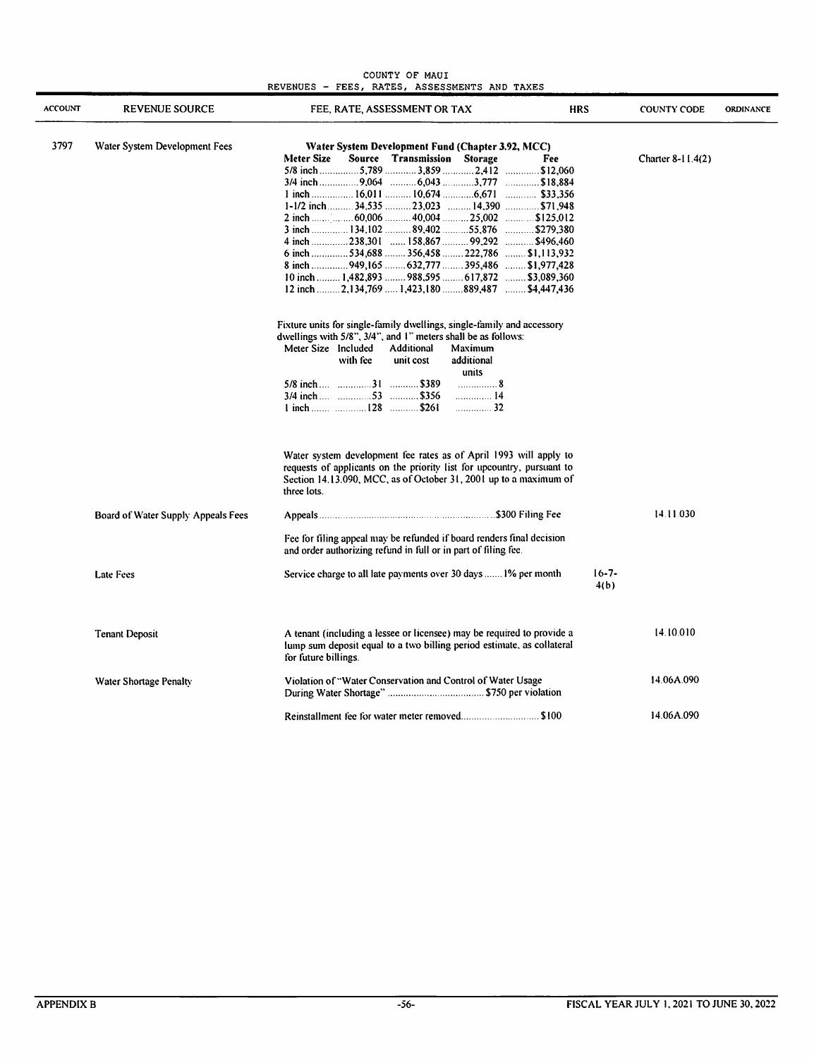COUNTY OF MAUI
REVENUES - FEES, RATES, ASSESSMENTS AND TAXES

| ACCOUNT | REVENUE SOURCE | FEE, RATE, ASSESSMENT OR TAX | HRS | COUNTY CODE | ORDINANCE |
|---|---|---|---|---|---|
| 3797 | Water System Development Fees | **Water System Development Fund (Chapter 3.92, MCC)** | | Charter 8-11.4(2) | |

| Meter Size | Source | Transmission | Storage | Fee |
|---|---|---|---|---|
| 5/8 inch | 5,789 | 3,859 | 2,412 | $12,060 |
| 3/4 inch | 9,064 | 6,043 | 3,777 | $18,884 |
| 1 inch | 16,011 | 10,674 | 6,671 | $33,356 |
| 1-1/2 inch | 34,535 | 23,023 | 14,390 | $71,948 |
| 2 inch | 60,006 | 40,004 | 25,002 | $125,012 |
| 3 inch | 134,102 | 89,402 | 55,876 | $279,380 |
| 4 inch | 238,301 | 158,867 | 99,292 | $496,460 |
| 6 inch | 534,688 | 356,458 | 222,786 | $1,113,932 |
| 8 inch | 949,165 | 632,777 | 395,486 | $1,977,428 |
| 10 inch | 1,482,893 | 988,595 | 617,872 | $3,089,360 |
| 12 inch | 2,134,769 | 1,423,180 | 889,487 | $4,447,436 |

Fixture units for single-family dwellings, single-family and accessory dwellings with 5/8", 3/4", and 1" meters shall be as follows:

| Meter Size | Included with fee | Additional unit cost | Maximum additional units |
|---|---|---|---|
| 5/8 inch | 31 | $389 | 8 |
| 3/4 inch | 53 | $356 | 14 |
| 1 inch | 128 | $261 | 32 |

Water system development fee rates as of April 1993 will apply to requests of applicants on the priority list for upcountry, pursuant to Section 14.13.090, MCC, as of October 31, 2001 up to a maximum of three lots.

| ACCOUNT | REVENUE SOURCE | FEE, RATE, ASSESSMENT OR TAX | HRS | COUNTY CODE | ORDINANCE |
|---|---|---|---|---|---|
| | Board of Water Supply Appeals Fees | Appeals ... $300 Filing Fee<br><br>Fee for filing appeal may be refunded if board renders final decision and order authorizing refund in full or in part of filing fee. | | 14.11.030 | |
| | Late Fees | Service charge to all late payments over 30 days ... 1% per month | 16-7-4(b) | | |
| | Tenant Deposit | A tenant (including a lessee or licensee) may be required to provide a lump sum deposit equal to a two billing period estimate, as collateral for future billings. | | 14.10.010 | |
| | Water Shortage Penalty | Violation of "Water Conservation and Control of Water Usage During Water Shortage" ... $750 per violation | | 14.06A.090 | |
| | | Reinstallment fee for water meter removed ... $100 | | 14.06A.090 | |